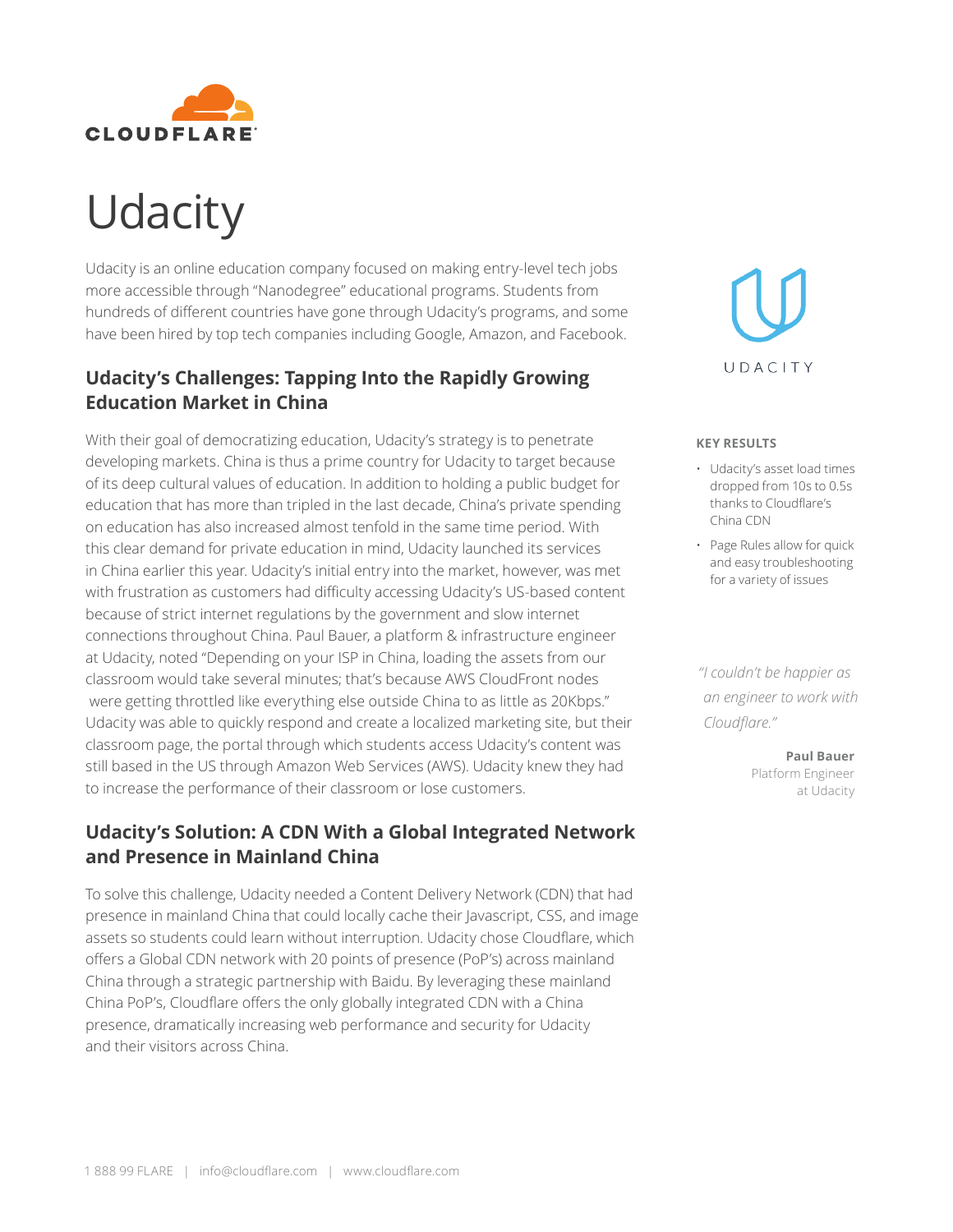# Udacity

Udacity is an online education company focused on making entry-level tech jobs more accessible through "Nanodegree" educational programs. Students from hundreds of different countries have gone through Udacity's programs, and some have been hired by top tech companies including Google, Amazon, and Facebook.

## Udacity's Challenges: Tapping Into the Rapidly Growing Education Market in China

With their goal of democratizing education, Udacity's strategy is to penetrate developing markets. China is thus a prime country for Udacity to target because of its deep cultural values of education. In addition to holding a public budget for education that has more than tripled in the last decade, China's private spending on education has also increased almost tenfold in the same time period. With this clear demand for private education in mind, Udacity launched its services in China earlier this year. Udacity's initial entry into the market, however, was met with frustration as customers had difficulty accessing Udacity's US-based content because of strict internet regulations by the government and slow internet connections throughout China. Paul Bauer, a platform & infrastructure engineer at Udacity, noted "Depending on your ISP in China, loading the assets from our classroom would take several minutes; that's because AWS CloudFront nodes were getting throttled like everything else outside China to as little as 20Kbps." Udacity was able to quickly respond and create a localized marketing site, but their classroom page, the portal through which students access Udacity's content was still based in the US through Amazon Web Services (AWS). Udacity knew they had to increase the performance of their classroom or lose customers.

## Udacity's Solution: A CDN With a Global Integrated Network and Presence in Mainland China

To solve this challenge, Udacity needed a Content Delivery Network (CDN) that had presence in mainland China that could locally cache their Javascript, CSS, and image assets so students could learn without interruption. Udacity chose Cloudflare, which offers a Global CDN network with 20 points of presence (PoP's) across mainland China through a strategic partnership with Baidu. By leveraging these mainland China PoP's, Cloudflare offers the only globally integrated CDN with a China presence, dramatically increasing web performance and security for Udacity and their visitors across China.

**KEY RESULTS**

- Udacity's asset load times dropped from 10s to 0.5s thanks to Cloudflare's China CDN
- Page Rules allow for quick and easy troubleshooting for a variety of issues

*"I couldn't be happier as an engineer to work with Cloudflare."*

**Paul Bauer**
Platform Engineer
at Udacity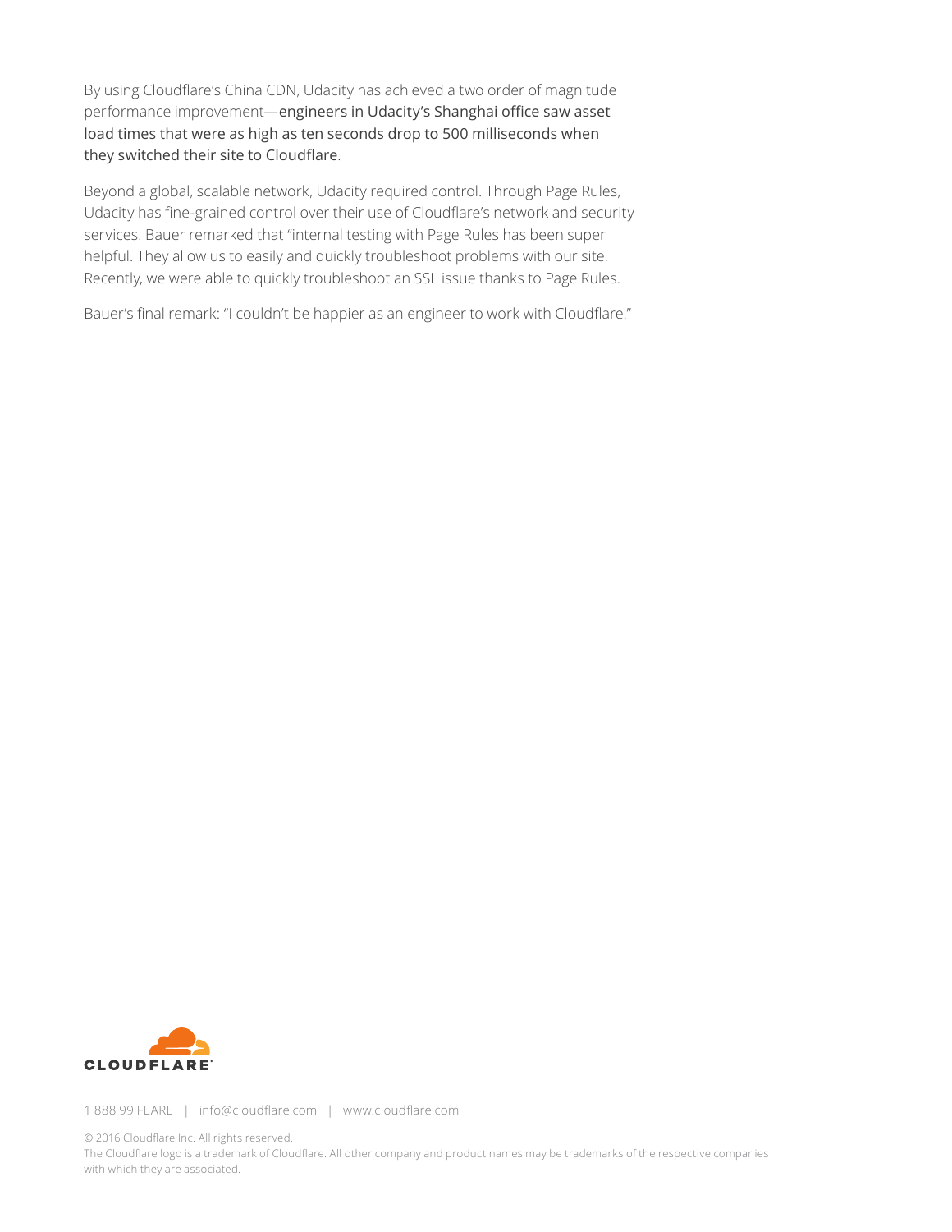By using Cloudflare's China CDN, Udacity has achieved a two order of magnitude performance improvement—engineers in Udacity's Shanghai office saw asset load times that were as high as ten seconds drop to 500 milliseconds when they switched their site to Cloudflare.

Beyond a global, scalable network, Udacity required control. Through Page Rules, Udacity has fine-grained control over their use of Cloudflare's network and security services. Bauer remarked that "internal testing with Page Rules has been super helpful. They allow us to easily and quickly troubleshoot problems with our site. Recently, we were able to quickly troubleshoot an SSL issue thanks to Page Rules.

Bauer's final remark: "I couldn't be happier as an engineer to work with Cloudflare."

CLOUDFLARE

1 888 99 FLARE | info@cloudflare.com | www.cloudflare.com

© 2016 Cloudflare Inc. All rights reserved.
The Cloudflare logo is a trademark of Cloudflare. All other company and product names may be trademarks of the respective companies with which they are associated.